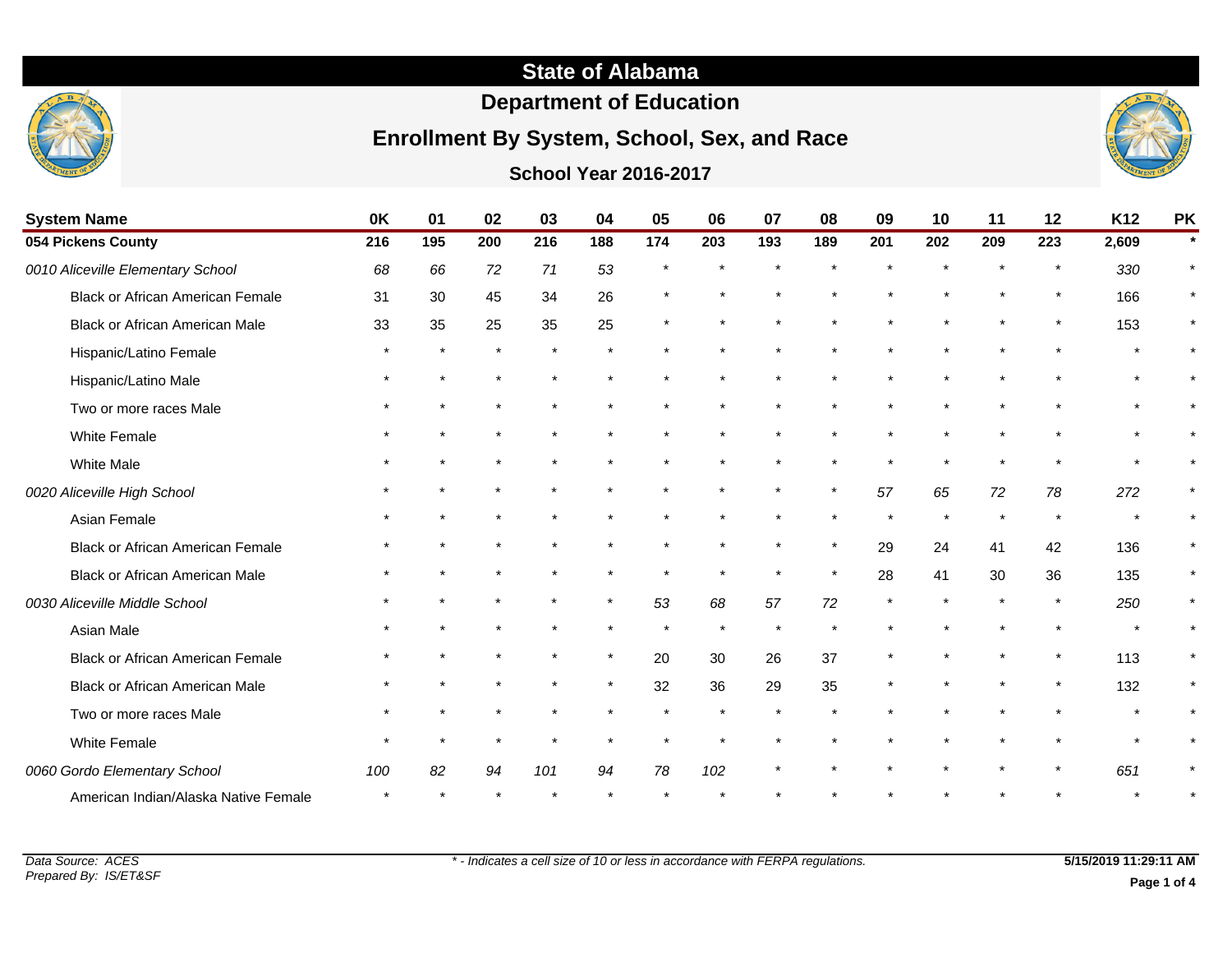# State of Alabama

## Department of Education

## Enrollment By System, School, Sex, and Race

### School Year 2016-2017

| System Name | 0K | 01 | 02 | 03 | 04 | 05 | 06 | 07 | 08 | 09 | 10 | 11 | 12 | K12 | PK |
|---|---|---|---|---|---|---|---|---|---|---|---|---|---|---|---|
| **054 Pickens County** | **216** | **195** | **200** | **216** | **188** | **174** | **203** | **193** | **189** | **201** | **202** | **209** | **223** | **2,609** | * |
| *0010 Aliceville Elementary School* | *68* | *66* | *72* | *71* | *53* | * | * | * | * | * | * | * | * | *330* | * |
| Black or African American Female | 31 | 30 | 45 | 34 | 26 | * | * | * | * | * | * | * | * | 166 | * |
| Black or African American Male | 33 | 35 | 25 | 35 | 25 | * | * | * | * | * | * | * | * | 153 | * |
| Hispanic/Latino Female | * | * | * | * | * | * | * | * | * | * | * | * | * | * | * |
| Hispanic/Latino Male | * | * | * | * | * | * | * | * | * | * | * | * | * | * | * |
| Two or more races Male | * | * | * | * | * | * | * | * | * | * | * | * | * | * | * |
| White Female | * | * | * | * | * | * | * | * | * | * | * | * | * | * | * |
| White Male | * | * | * | * | * | * | * | * | * | * | * | * | * | * | * |
| *0020 Aliceville High School* | * | * | * | * | * | * | * | * | * | *57* | *65* | *72* | *78* | *272* | * |
| Asian Female | * | * | * | * | * | * | * | * | * | * | * | * | * | * | * |
| Black or African American Female | * | * | * | * | * | * | * | * | * | 29 | 24 | 41 | 42 | 136 | * |
| Black or African American Male | * | * | * | * | * | * | * | * | * | 28 | 41 | 30 | 36 | 135 | * |
| *0030 Aliceville Middle School* | * | * | * | * | * | *53* | *68* | *57* | *72* | * | * | * | * | *250* | * |
| Asian Male | * | * | * | * | * | * | * | * | * | * | * | * | * | * | * |
| Black or African American Female | * | * | * | * | * | 20 | 30 | 26 | 37 | * | * | * | * | 113 | * |
| Black or African American Male | * | * | * | * | * | 32 | 36 | 29 | 35 | * | * | * | * | 132 | * |
| Two or more races Male | * | * | * | * | * | * | * | * | * | * | * | * | * | * | * |
| White Female | * | * | * | * | * | * | * | * | * | * | * | * | * | * | * |
| *0060 Gordo Elementary School* | *100* | *82* | *94* | *101* | *94* | *78* | *102* | * | * | * | * | * | * | *651* | * |
| American Indian/Alaska Native Female | * | * | * | * | * | * | * | * | * | * | * | * | * | * | * |

*Data Source: ACES*
*Prepared By: IS/ET&SF*

*\* - Indicates a cell size of 10 or less in accordance with FERPA regulations.*

**5/15/2019 11:29:11 AM**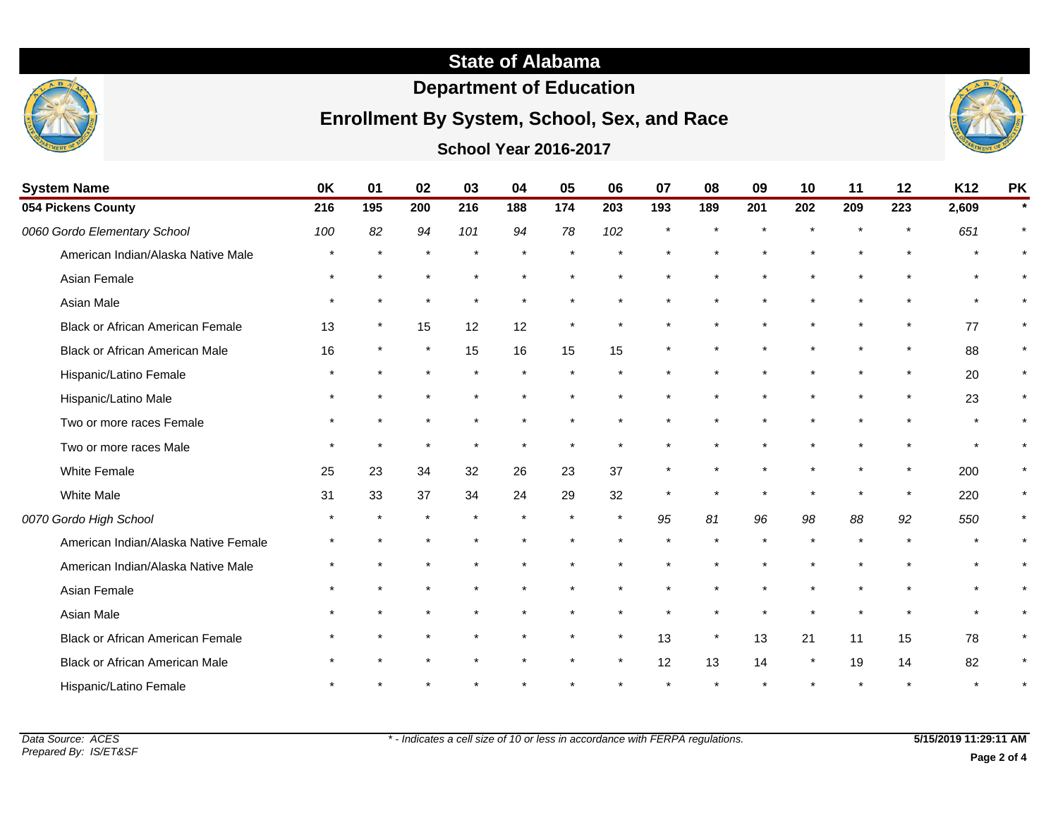# State of Alabama

## Department of Education

## Enrollment By System, School, Sex, and Race

### School Year 2016-2017

| System Name | 0K | 01 | 02 | 03 | 04 | 05 | 06 | 07 | 08 | 09 | 10 | 11 | 12 | K12 | PK |
|---|---|---|---|---|---|---|---|---|---|---|---|---|---|---|---|
| **054 Pickens County** | **216** | **195** | **200** | **216** | **188** | **174** | **203** | **193** | **189** | **201** | **202** | **209** | **223** | **2,609** | * |
| *0060 Gordo Elementary School* | *100* | *82* | *94* | *101* | *94* | *78* | *102* | * | * | * | * | * | * | *651* | * |
| American Indian/Alaska Native Male | * | * | * | * | * | * | * | * | * | * | * | * | * | * | * |
| Asian Female | * | * | * | * | * | * | * | * | * | * | * | * | * | * | * |
| Asian Male | * | * | * | * | * | * | * | * | * | * | * | * | * | * | * |
| Black or African American Female | 13 | * | 15 | 12 | 12 | * | * | * | * | * | * | * | * | 77 | * |
| Black or African American Male | 16 | * | * | 15 | 16 | 15 | 15 | * | * | * | * | * | * | 88 | * |
| Hispanic/Latino Female | * | * | * | * | * | * | * | * | * | * | * | * | * | 20 | * |
| Hispanic/Latino Male | * | * | * | * | * | * | * | * | * | * | * | * | * | 23 | * |
| Two or more races Female | * | * | * | * | * | * | * | * | * | * | * | * | * | * | * |
| Two or more races Male | * | * | * | * | * | * | * | * | * | * | * | * | * | * | * |
| White Female | 25 | 23 | 34 | 32 | 26 | 23 | 37 | * | * | * | * | * | * | 200 | * |
| White Male | 31 | 33 | 37 | 34 | 24 | 29 | 32 | * | * | * | * | * | * | 220 | * |
| *0070 Gordo High School* | * | * | * | * | * | * | * | *95* | *81* | *96* | *98* | *88* | *92* | *550* | * |
| American Indian/Alaska Native Female | * | * | * | * | * | * | * | * | * | * | * | * | * | * | * |
| American Indian/Alaska Native Male | * | * | * | * | * | * | * | * | * | * | * | * | * | * | * |
| Asian Female | * | * | * | * | * | * | * | * | * | * | * | * | * | * | * |
| Asian Male | * | * | * | * | * | * | * | * | * | * | * | * | * | * | * |
| Black or African American Female | * | * | * | * | * | * | * | 13 | * | 13 | 21 | 11 | 15 | 78 | * |
| Black or African American Male | * | * | * | * | * | * | * | 12 | 13 | 14 | * | 19 | 14 | 82 | * |
| Hispanic/Latino Female | * | * | * | * | * | * | * | * | * | * | * | * | * | * | * |

*Data Source: ACES*
*Prepared By: IS/ET&SF*

*\* - Indicates a cell size of 10 or less in accordance with FERPA regulations.*

**5/15/2019 11:29:11 AM**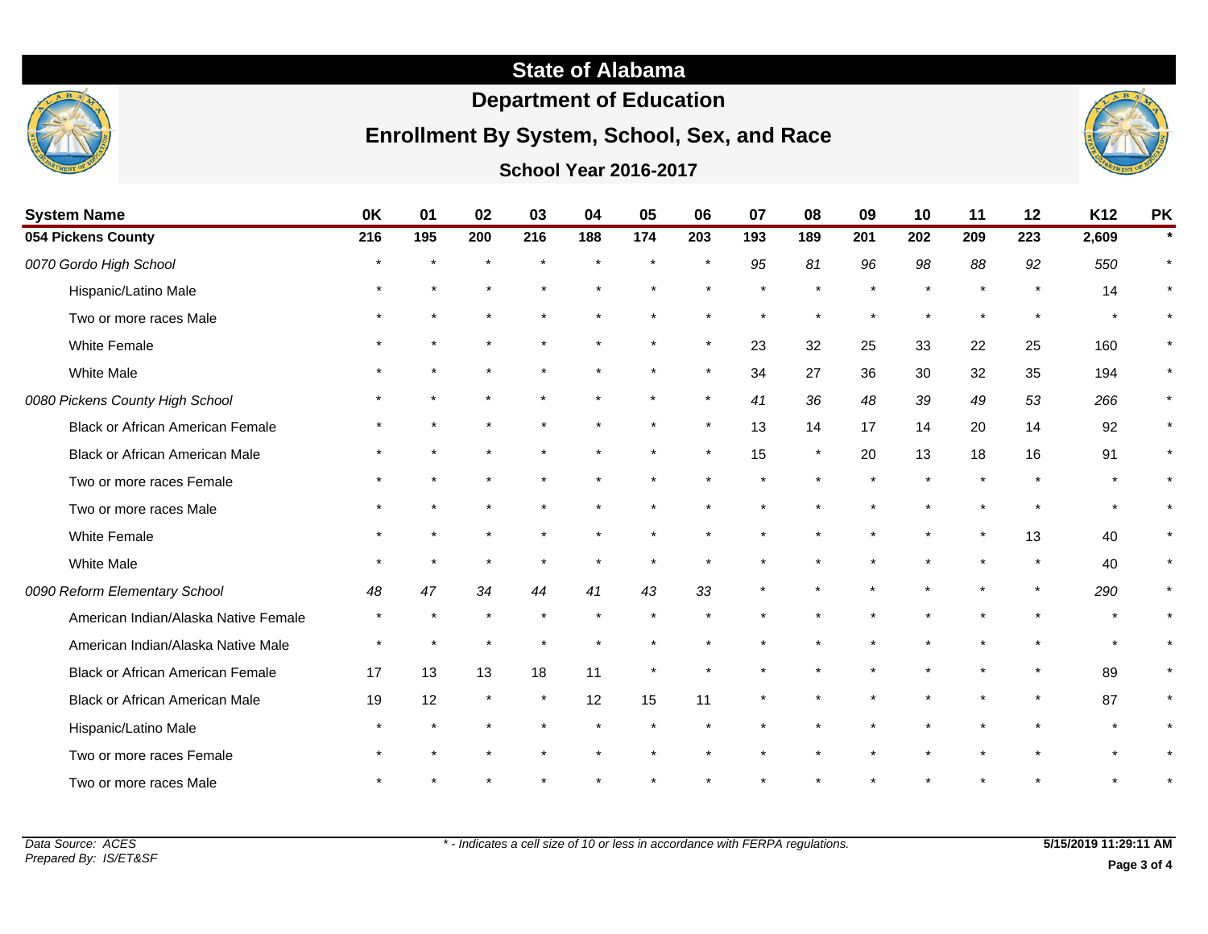# State of Alabama

## Department of Education

## Enrollment By System, School, Sex, and Race

### School Year 2016-2017

| System Name | 0K | 01 | 02 | 03 | 04 | 05 | 06 | 07 | 08 | 09 | 10 | 11 | 12 | K12 | PK |
|---|---|---|---|---|---|---|---|---|---|---|---|---|---|---|---|
| **054 Pickens County** | **216** | **195** | **200** | **216** | **188** | **174** | **203** | **193** | **189** | **201** | **202** | **209** | **223** | **2,609** | ***** |
| *0070 Gordo High School* | * | * | * | * | * | * | * | *95* | *81* | *96* | *98* | *88* | *92* | *550* | * |
| Hispanic/Latino Male | * | * | * | * | * | * | * | * | * | * | * | * | * | 14 | * |
| Two or more races Male | * | * | * | * | * | * | * | * | * | * | * | * | * | * | * |
| White Female | * | * | * | * | * | * | * | 23 | 32 | 25 | 33 | 22 | 25 | 160 | * |
| White Male | * | * | * | * | * | * | * | 34 | 27 | 36 | 30 | 32 | 35 | 194 | * |
| *0080 Pickens County High School* | * | * | * | * | * | * | * | *41* | *36* | *48* | *39* | *49* | *53* | *266* | * |
| Black or African American Female | * | * | * | * | * | * | * | 13 | 14 | 17 | 14 | 20 | 14 | 92 | * |
| Black or African American Male | * | * | * | * | * | * | * | 15 | * | 20 | 13 | 18 | 16 | 91 | * |
| Two or more races Female | * | * | * | * | * | * | * | * | * | * | * | * | * | * | * |
| Two or more races Male | * | * | * | * | * | * | * | * | * | * | * | * | * | * | * |
| White Female | * | * | * | * | * | * | * | * | * | * | * | * | 13 | 40 | * |
| White Male | * | * | * | * | * | * | * | * | * | * | * | * | * | 40 | * |
| *0090 Reform Elementary School* | *48* | *47* | *34* | *44* | *41* | *43* | *33* | * | * | * | * | * | * | *290* | * |
| American Indian/Alaska Native Female | * | * | * | * | * | * | * | * | * | * | * | * | * | * | * |
| American Indian/Alaska Native Male | * | * | * | * | * | * | * | * | * | * | * | * | * | * | * |
| Black or African American Female | 17 | 13 | 13 | 18 | 11 | * | * | * | * | * | * | * | * | 89 | * |
| Black or African American Male | 19 | 12 | * | * | 12 | 15 | 11 | * | * | * | * | * | * | 87 | * |
| Hispanic/Latino Male | * | * | * | * | * | * | * | * | * | * | * | * | * | * | * |
| Two or more races Female | * | * | * | * | * | * | * | * | * | * | * | * | * | * | * |
| Two or more races Male | * | * | * | * | * | * | * | * | * | * | * | * | * | * | * |

*Data Source: ACES*
*Prepared By: IS/ET&SF*

*\* - Indicates a cell size of 10 or less in accordance with FERPA regulations.*

**5/15/2019 11:29:11 AM**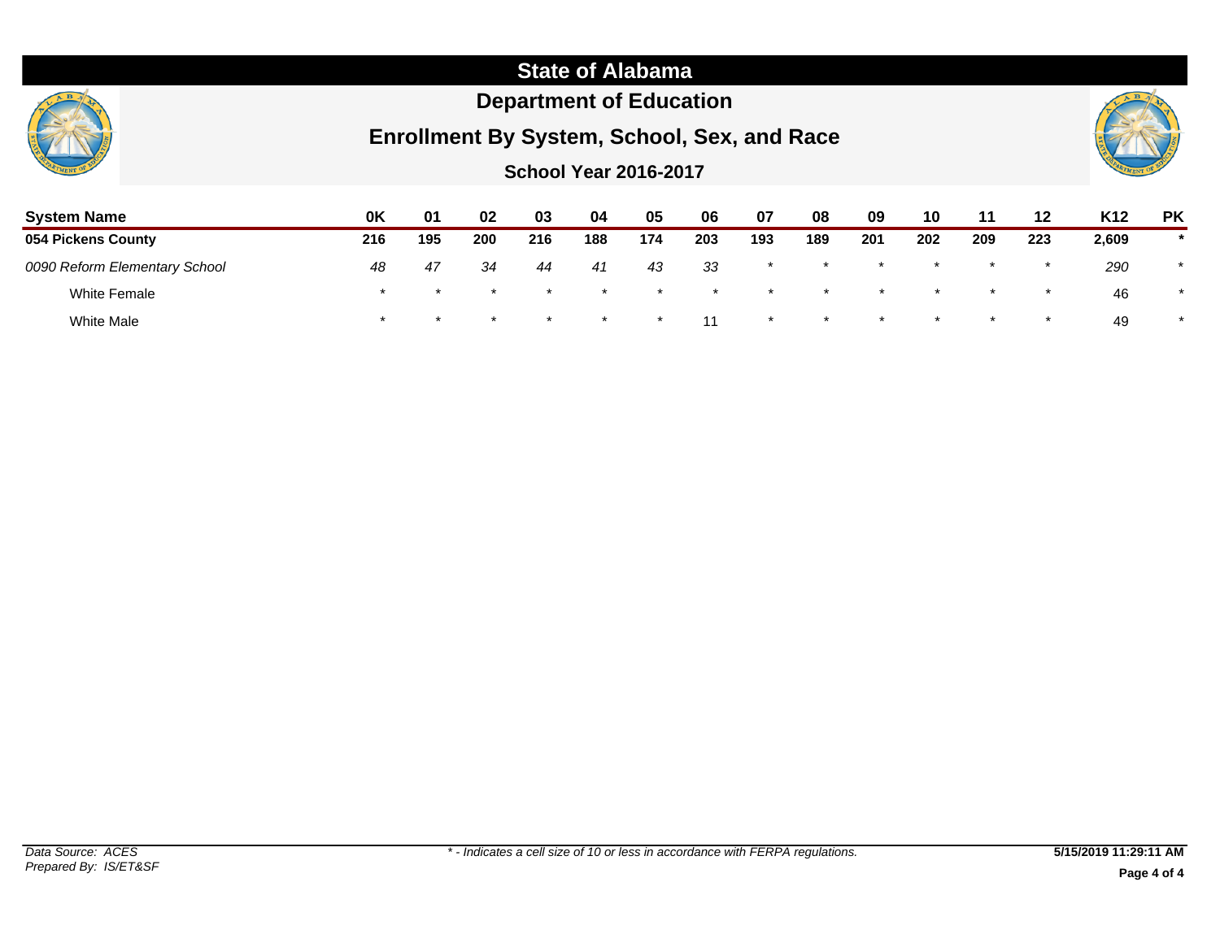# State of Alabama

## Department of Education

## Enrollment By System, School, Sex, and Race

### School Year 2016-2017

| System Name | 0K | 01 | 02 | 03 | 04 | 05 | 06 | 07 | 08 | 09 | 10 | 11 | 12 | K12 | PK |
|---|---|---|---|---|---|---|---|---|---|---|---|---|---|---|---|
| **054 Pickens County** | **216** | **195** | **200** | **216** | **188** | **174** | **203** | **193** | **189** | **201** | **202** | **209** | **223** | **2,609** | ***** |
| *0090 Reform Elementary School* | *48* | *47* | *34* | *44* | *41* | *43* | *33* | * | * | * | * | * | * | *290* | * |
| White Female | * | * | * | * | * | * | * | * | * | * | * | * | * | 46 | * |
| White Male | * | * | * | * | * | * | 11 | * | * | * | * | * | * | 49 | * |

*Data Source: ACES*
*Prepared By: IS/ET&SF*

*\* - Indicates a cell size of 10 or less in accordance with FERPA regulations.*

**5/15/2019 11:29:11 AM**